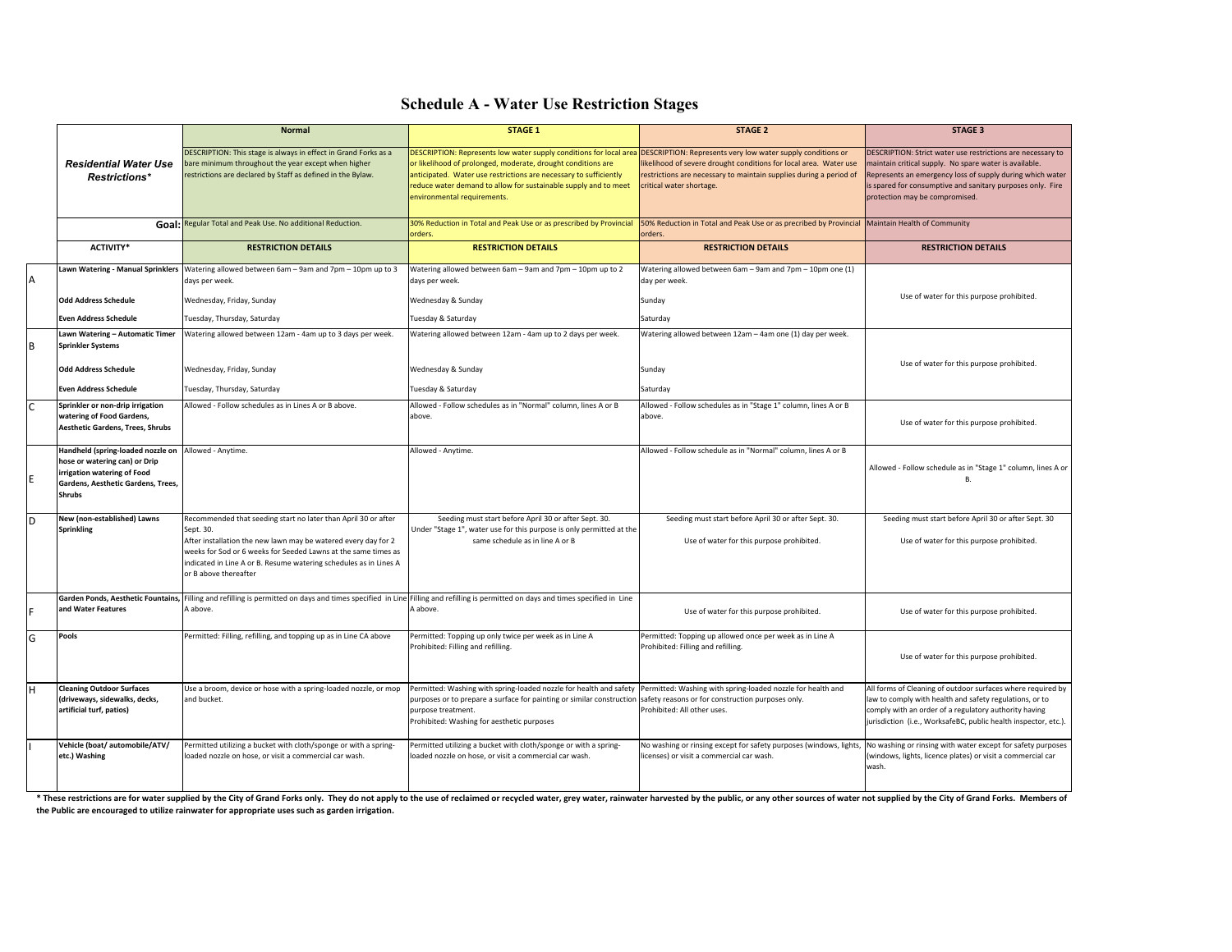# Schedule A - Water Use Restriction Stages

| | *Residential Water Use Restrictions** | Normal | STAGE 1 | STAGE 2 | STAGE 3 |
|---|---|---|---|---|---|
| | | DESCRIPTION: This stage is always in effect in Grand Forks as a bare minimum throughout the year except when higher restrictions are declared by Staff as defined in the Bylaw. | DESCRIPTION: Represents low water supply conditions for local area or likelihood of prolonged, moderate, drought conditions are anticipated. Water use restrictions are necessary to sufficiently reduce water demand to allow for sustainable supply and to meet environmental requirements. | DESCRIPTION: Represents very low water supply conditions or likelihood of severe drought conditions for local area. Water use restrictions are necessary to maintain supplies during a period of critical water shortage. | DESCRIPTION: Strict water use restrictions are necessary to maintain critical supply. No spare water is available. Represents an emergency loss of supply during which water is spared for consumptive and sanitary purposes only. Fire protection may be compromised. |
| | **Goal:** | Regular Total and Peak Use. No additional Reduction. | 30% Reduction in Total and Peak Use or as prescribed by Provincial orders. | 50% Reduction in Total and Peak Use or as precribed by Provincial orders. | Maintain Health of Community |
| | **ACTIVITY*** | **RESTRICTION DETAILS** | **RESTRICTION DETAILS** | **RESTRICTION DETAILS** | **RESTRICTION DETAILS** |
| A | **Lawn Watering - Manual Sprinklers** | Watering allowed between 6am – 9am and 7pm – 10pm up to 3 days per week. | Watering allowed between 6am – 9am and 7pm – 10pm up to 2 days per week. | Watering allowed between 6am – 9am and 7pm – 10pm one (1) day per week. | Use of water for this purpose prohibited. |
| | **Odd Address Schedule** | Wednesday, Friday, Sunday | Wednesday & Sunday | Sunday | |
| | **Even Address Schedule** | Tuesday, Thursday, Saturday | Tuesday & Saturday | Saturday | |
| B | **Lawn Watering – Automatic Timer Sprinkler Systems** | Watering allowed between 12am - 4am up to 3 days per week. | Watering allowed between 12am - 4am up to 2 days per week. | Watering allowed between 12am – 4am one (1) day per week. | Use of water for this purpose prohibited. |
| | **Odd Address Schedule** | Wednesday, Friday, Sunday | Wednesday & Sunday | Sunday | |
| | **Even Address Schedule** | Tuesday, Thursday, Saturday | Tuesday & Saturday | Saturday | |
| C | **Sprinkler or non-drip irrigation watering of Food Gardens, Aesthetic Gardens, Trees, Shrubs** | Allowed - Follow schedules as in Lines A or B above. | Allowed - Follow schedules as in "Normal" column, lines A or B above. | Allowed - Follow schedules as in "Stage 1" column, lines A or B above. | Use of water for this purpose prohibited. |
| E | **Handheld (spring-loaded nozzle on hose or watering can) or Drip irrigation watering of Food Gardens, Aesthetic Gardens, Trees, Shrubs** | Allowed - Anytime. | Allowed - Anytime. | Allowed - Follow schedule as in "Normal" column, lines A or B | Allowed - Follow schedule as in "Stage 1" column, lines A or B. |
| D | **New (non-established) Lawns Sprinkling** | Recommended that seeding start no later than April 30 or after Sept. 30.<br>After installation the new lawn may be watered every day for 2 weeks for Sod or 6 weeks for Seeded Lawns at the same times as indicated in Line A or B. Resume watering schedules as in Lines A or B above thereafter | Seeding must start before April 30 or after Sept. 30.<br>Under "Stage 1", water use for this purpose is only permitted at the same schedule as in line A or B | Seeding must start before April 30 or after Sept. 30.<br>Use of water for this purpose prohibited. | Seeding must start before April 30 or after Sept. 30<br>Use of water for this purpose prohibited. |
| F | **Garden Ponds, Aesthetic Fountains, and Water Features** | Filling and refilling is permitted on days and times specified in Line A above. | Filling and refilling is permitted on days and times specified in Line A above. | Use of water for this purpose prohibited. | Use of water for this purpose prohibited. |
| G | **Pools** | Permitted: Filling, refilling, and topping up as in Line CA above | Permitted: Topping up only twice per week as in Line A<br>Prohibited: Filling and refilling. | Permitted: Topping up allowed once per week as in Line A<br>Prohibited: Filling and refilling. | Use of water for this purpose prohibited. |
| H | **Cleaning Outdoor Surfaces (driveways, sidewalks, decks, artificial turf, patios)** | Use a broom, device or hose with a spring-loaded nozzle, or mop and bucket. | Permitted: Washing with spring-loaded nozzle for health and safety purposes or to prepare a surface for painting or similar construction purpose treatment.<br>Prohibited: Washing for aesthetic purposes | Permitted: Washing with spring-loaded nozzle for health and safety reasons or for construction purposes only.<br>Prohibited: All other uses. | All forms of Cleaning of outdoor surfaces where required by law to comply with health and safety regulations, or to comply with an order of a regulatory authority having jurisdiction (i.e., WorksafeBC, public health inspector, etc.). |
| I | **Vehicle (boat/ automobile/ATV/ etc.) Washing** | Permitted utilizing a bucket with cloth/sponge or with a spring-loaded nozzle on hose, or visit a commercial car wash. | Permitted utilizing a bucket with cloth/sponge or with a spring-loaded nozzle on hose, or visit a commercial car wash. | No washing or rinsing except for safety purposes (windows, lights, licenses) or visit a commercial car wash. | No washing or rinsing with water except for safety purposes (windows, lights, licence plates) or visit a commercial car wash. |

**\* These restrictions are for water supplied by the City of Grand Forks only. They do not apply to the use of reclaimed or recycled water, grey water, rainwater harvested by the public, or any other sources of water not supplied by the City of Grand Forks. Members of the Public are encouraged to utilize rainwater for appropriate uses such as garden irrigation.**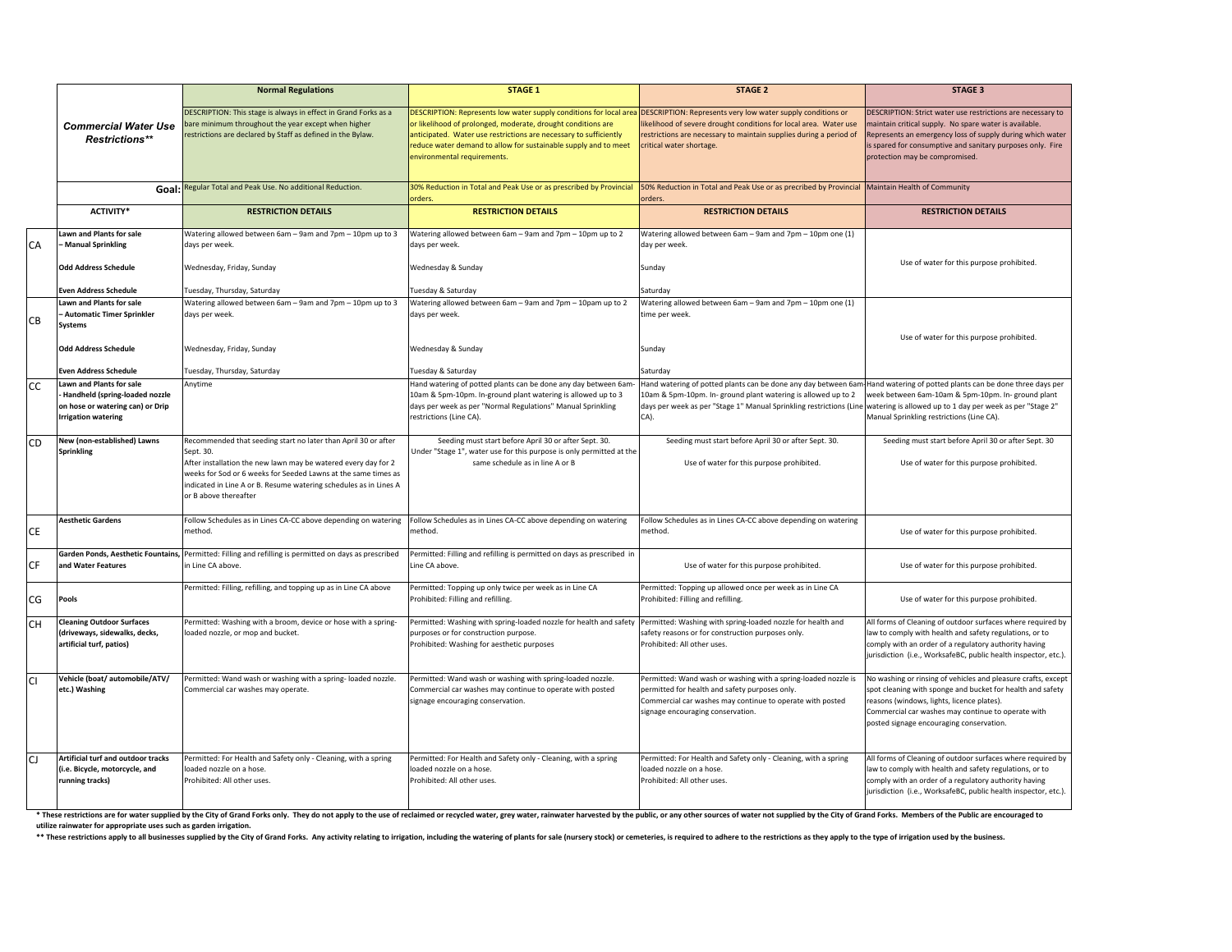| | *Commercial Water Use Restrictions*** | Normal Regulations | STAGE 1 | STAGE 2 | STAGE 3 |
|---|---|---|---|---|---|
| | | DESCRIPTION: This stage is always in effect in Grand Forks as a bare minimum throughout the year except when higher restrictions are declared by Staff as defined in the Bylaw. | DESCRIPTION: Represents low water supply conditions for local area or likelihood of prolonged, moderate, drought conditions are anticipated. Water use restrictions are necessary to sufficiently reduce water demand to allow for sustainable supply and to meet environmental requirements. | DESCRIPTION: Represents very low water supply conditions or likelihood of severe drought conditions for local area. Water use restrictions are necessary to maintain supplies during a period of critical water shortage. | DESCRIPTION: Strict water use restrictions are necessary to maintain critical supply. No spare water is available. Represents an emergency loss of supply during which water is spared for consumptive and sanitary purposes only. Fire protection may be compromised. |
| | **Goal:** | Regular Total and Peak Use. No additional Reduction. | 30% Reduction in Total and Peak Use or as prescribed by Provincial orders. | 50% Reduction in Total and Peak Use or as precribed by Provincial orders. | Maintain Health of Community |
| | **ACTIVITY*** | **RESTRICTION DETAILS** | **RESTRICTION DETAILS** | **RESTRICTION DETAILS** | **RESTRICTION DETAILS** |
| CA | **Lawn and Plants for sale – Manual Sprinkling** | Watering allowed between 6am – 9am and 7pm – 10pm up to 3 days per week. | Watering allowed between 6am – 9am and 7pm – 10pm up to 2 days per week. | Watering allowed between 6am – 9am and 7pm – 10pm one (1) day per week. | Use of water for this purpose prohibited. |
| | **Odd Address Schedule** | Wednesday, Friday, Sunday | Wednesday & Sunday | Sunday | |
| | **Even Address Schedule** | Tuesday, Thursday, Saturday | Tuesday & Saturday | Saturday | |
| CB | **Lawn and Plants for sale – Automatic Timer Sprinkler Systems** | Watering allowed between 6am – 9am and 7pm – 10pm up to 3 days per week. | Watering allowed between 6am – 9am and 7pm – 10pam up to 2 days per week. | Watering allowed between 6am – 9am and 7pm – 10pm one (1) time per week. | Use of water for this purpose prohibited. |
| | **Odd Address Schedule** | Wednesday, Friday, Sunday | Wednesday & Sunday | Sunday | |
| | **Even Address Schedule** | Tuesday, Thursday, Saturday | Tuesday & Saturday | Saturday | |
| CC | **Lawn and Plants for sale - Handheld (spring-loaded nozzle on hose or watering can) or Drip Irrigation watering** | Anytime | Hand watering of potted plants can be done any day between 6am-10am & 5pm-10pm. In-ground plant watering is allowed up to 3 days per week as per "Normal Regulations" Manual Sprinkling restrictions (Line CA). | Hand watering of potted plants can be done any day between 6am-10am & 5pm-10pm. In- ground plant watering is allowed up to 2 days per week as per "Stage 1" Manual Sprinkling restrictions (Line CA). | Hand watering of potted plants can be done three days per week between 6am-10am & 5pm-10pm. In- ground plant watering is allowed up to 1 day per week as per "Stage 2" Manual Sprinkling restrictions (Line CA). |
| CD | **New (non-established) Lawns Sprinkling** | Recommended that seeding start no later than April 30 or after Sept. 30. After installation the new lawn may be watered every day for 2 weeks for Sod or 6 weeks for Seeded Lawns at the same times as indicated in Line A or B. Resume watering schedules as in Lines A or B above thereafter | Seeding must start before April 30 or after Sept. 30. Under "Stage 1", water use for this purpose is only permitted at the same schedule as in line A or B | Seeding must start before April 30 or after Sept. 30. Use of water for this purpose prohibited. | Seeding must start before April 30 or after Sept. 30 Use of water for this purpose prohibited. |
| CE | **Aesthetic Gardens** | Follow Schedules as in Lines CA-CC above depending on watering method. | Follow Schedules as in Lines CA-CC above depending on watering method. | Follow Schedules as in Lines CA-CC above depending on watering method. | Use of water for this purpose prohibited. |
| CF | **Garden Ponds, Aesthetic Fountains, and Water Features** | Permitted: Filling and refilling is permitted on days as prescribed in Line CA above. | Permitted: Filling and refilling is permitted on days as prescribed in Line CA above. | Use of water for this purpose prohibited. | Use of water for this purpose prohibited. |
| CG | **Pools** | Permitted: Filling, refilling, and topping up as in Line CA above | Permitted: Topping up only twice per week as in Line CA Prohibited: Filling and refilling. | Permitted: Topping up allowed once per week as in Line CA Prohibited: Filling and refilling. | Use of water for this purpose prohibited. |
| CH | **Cleaning Outdoor Surfaces (driveways, sidewalks, decks, artificial turf, patios)** | Permitted: Washing with a broom, device or hose with a spring-loaded nozzle, or mop and bucket. | Permitted: Washing with spring-loaded nozzle for health and safety purposes or for construction purpose. Prohibited: Washing for aesthetic purposes | Permitted: Washing with spring-loaded nozzle for health and safety reasons or for construction purposes only. Prohibited: All other uses. | All forms of Cleaning of outdoor surfaces where required by law to comply with health and safety regulations, or to comply with an order of a regulatory authority having jurisdiction (i.e., WorksafeBC, public health inspector, etc.). |
| CI | **Vehicle (boat/ automobile/ATV/ etc.) Washing** | Permitted: Wand wash or washing with a spring- loaded nozzle. Commercial car washes may operate. | Permitted: Wand wash or washing with spring-loaded nozzle. Commercial car washes may continue to operate with posted signage encouraging conservation. | Permitted: Wand wash or washing with a spring-loaded nozzle is permitted for health and safety purposes only. Commercial car washes may continue to operate with posted signage encouraging conservation. | No washing or rinsing of vehicles and pleasure crafts, except spot cleaning with sponge and bucket for health and safety reasons (windows, lights, licence plates). Commercial car washes may continue to operate with posted signage encouraging conservation. |
| CJ | **Artificial turf and outdoor tracks (i.e. Bicycle, motorcycle, and running tracks)** | Permitted: For Health and Safety only - Cleaning, with a spring loaded nozzle on a hose. Prohibited: All other uses. | Permitted: For Health and Safety only - Cleaning, with a spring loaded nozzle on a hose. Prohibited: All other uses. | Permitted: For Health and Safety only - Cleaning, with a spring loaded nozzle on a hose. Prohibited: All other uses. | All forms of Cleaning of outdoor surfaces where required by law to comply with health and safety regulations, or to comply with an order of a regulatory authority having jurisdiction (i.e., WorksafeBC, public health inspector, etc.). |

**\* These restrictions are for water supplied by the City of Grand Forks only. They do not apply to the use of reclaimed or recycled water, grey water, rainwater harvested by the public, or any other sources of water not supplied by the City of Grand Forks. Members of the Public are encouraged to utilize rainwater for appropriate uses such as garden irrigation.**

**\*\* These restrictions apply to all businesses supplied by the City of Grand Forks. Any activity relating to irrigation, including the watering of plants for sale (nursery stock) or cemeteries, is required to adhere to the restrictions as they apply to the type of irrigation used by the business.**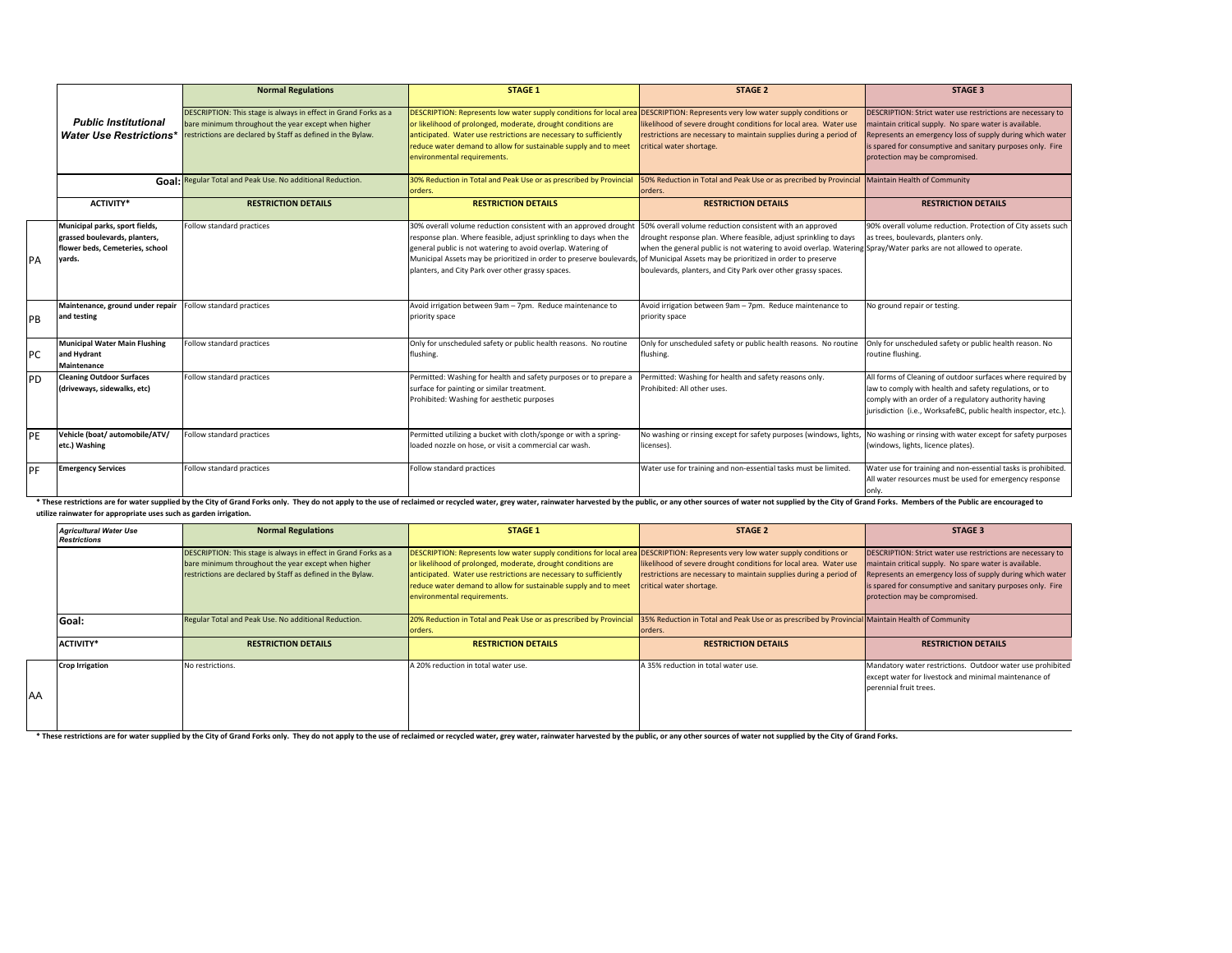| | *Public Institutional Water Use Restrictions** | Normal Regulations | STAGE 1 | STAGE 2 | STAGE 3 |
|---|---|---|---|---|---|
| | | DESCRIPTION: This stage is always in effect in Grand Forks as a bare minimum throughout the year except when higher restrictions are declared by Staff as defined in the Bylaw. | DESCRIPTION: Represents low water supply conditions for local area or likelihood of prolonged, moderate, drought conditions are anticipated. Water use restrictions are necessary to sufficiently reduce water demand to allow for sustainable supply and to meet environmental requirements. | DESCRIPTION: Represents very low water supply conditions or likelihood of severe drought conditions for local area. Water use restrictions are necessary to maintain supplies during a period of critical water shortage. | DESCRIPTION: Strict water use restrictions are necessary to maintain critical supply. No spare water is available. Represents an emergency loss of supply during which water is spared for consumptive and sanitary purposes only. Fire protection may be compromised. |
| | **Goal:** | Regular Total and Peak Use. No additional Reduction. | 30% Reduction in Total and Peak Use or as prescribed by Provincial orders. | 50% Reduction in Total and Peak Use or as precribed by Provincial orders. | Maintain Health of Community |
| | **ACTIVITY*** | **RESTRICTION DETAILS** | **RESTRICTION DETAILS** | **RESTRICTION DETAILS** | **RESTRICTION DETAILS** |
| PA | **Municipal parks, sport fields, grassed boulevards, planters, flower beds, Cemeteries, school yards.** | Follow standard practices | 30% overall volume reduction consistent with an approved drought response plan. Where feasible, adjust sprinkling to days when the general public is not watering to avoid overlap. Watering of Municipal Assets may be prioritized in order to preserve boulevards, planters, and City Park over other grassy spaces. | 50% overall volume reduction consistent with an approved drought response plan. Where feasible, adjust sprinkling to days when the general public is not watering to avoid overlap. Watering of Municipal Assets may be prioritized in order to preserve boulevards, planters, and City Park over other grassy spaces. | 90% overall volume reduction. Protection of City assets such as trees, boulevards, planters only. Spray/Water parks are not allowed to operate. |
| PB | **Maintenance, ground under repair and testing** | Follow standard practices | Avoid irrigation between 9am – 7pm. Reduce maintenance to priority space | Avoid irrigation between 9am – 7pm. Reduce maintenance to priority space | No ground repair or testing. |
| PC | **Municipal Water Main Flushing and Hydrant Maintenance** | Follow standard practices | Only for unscheduled safety or public health reasons. No routine flushing. | Only for unscheduled safety or public health reasons. No routine flushing. | Only for unscheduled safety or public health reason. No routine flushing. |
| PD | **Cleaning Outdoor Surfaces (driveways, sidewalks, etc)** | Follow standard practices | Permitted: Washing for health and safety purposes or to prepare a surface for painting or similar treatment.<br>Prohibited: Washing for aesthetic purposes | Permitted: Washing for health and safety reasons only.<br>Prohibited: All other uses. | All forms of Cleaning of outdoor surfaces where required by law to comply with health and safety regulations, or to comply with an order of a regulatory authority having jurisdiction (i.e., WorksafeBC, public health inspector, etc.). |
| PE | **Vehicle (boat/ automobile/ATV/ etc.) Washing** | Follow standard practices | Permitted utilizing a bucket with cloth/sponge or with a spring-loaded nozzle on hose, or visit a commercial car wash. | No washing or rinsing except for safety purposes (windows, lights, licenses). | No washing or rinsing with water except for safety purposes (windows, lights, licence plates). |
| PF | **Emergency Services** | Follow standard practices | Follow standard practices | Water use for training and non-essential tasks must be limited. | Water use for training and non-essential tasks is prohibited. All water resources must be used for emergency response only. |

**\* These restrictions are for water supplied by the City of Grand Forks only. They do not apply to the use of reclaimed or recycled water, grey water, rainwater harvested by the public, or any other sources of water not supplied by the City of Grand Forks. Members of the Public are encouraged to utilize rainwater for appropriate uses such as garden irrigation.**

| | *Agricultural Water Use Restrictions* | Normal Regulations | STAGE 1 | STAGE 2 | STAGE 3 |
|---|---|---|---|---|---|
| | | DESCRIPTION: This stage is always in effect in Grand Forks as a bare minimum throughout the year except when higher restrictions are declared by Staff as defined in the Bylaw. | DESCRIPTION: Represents low water supply conditions for local area or likelihood of prolonged, moderate, drought conditions are anticipated. Water use restrictions are necessary to sufficiently reduce water demand to allow for sustainable supply and to meet environmental requirements. | DESCRIPTION: Represents very low water supply conditions or likelihood of severe drought conditions for local area. Water use restrictions are necessary to maintain supplies during a period of critical water shortage. | DESCRIPTION: Strict water use restrictions are necessary to maintain critical supply. No spare water is available. Represents an emergency loss of supply during which water is spared for consumptive and sanitary purposes only. Fire protection may be compromised. |
| | **Goal:** | Regular Total and Peak Use. No additional Reduction. | 20% Reduction in Total and Peak Use or as prescribed by Provincial orders. | 35% Reduction in Total and Peak Use or as prescribed by Provincial orders. | Maintain Health of Community |
| | **ACTIVITY*** | **RESTRICTION DETAILS** | **RESTRICTION DETAILS** | **RESTRICTION DETAILS** | **RESTRICTION DETAILS** |
| AA | **Crop Irrigation** | No restrictions. | A 20% reduction in total water use. | A 35% reduction in total water use. | Mandatory water restrictions. Outdoor water use prohibited except water for livestock and minimal maintenance of perennial fruit trees. |

**\* These restrictions are for water supplied by the City of Grand Forks only. They do not apply to the use of reclaimed or recycled water, grey water, rainwater harvested by the public, or any other sources of water not supplied by the City of Grand Forks.**